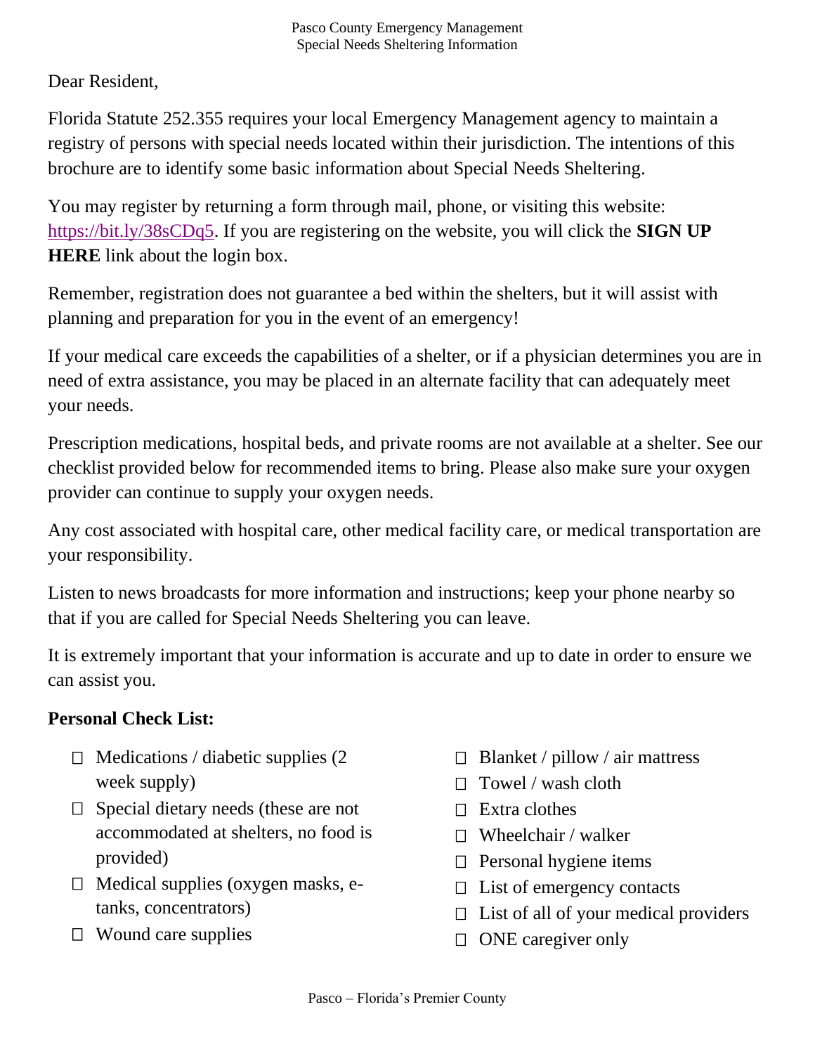Pasco County Emergency Management
Special Needs Sheltering Information

Dear Resident,

Florida Statute 252.355 requires your local Emergency Management agency to maintain a registry of persons with special needs located within their jurisdiction. The intentions of this brochure are to identify some basic information about Special Needs Sheltering.

You may register by returning a form through mail, phone, or visiting this website: https://bit.ly/38sCDq5. If you are registering on the website, you will click the **SIGN UP HERE** link about the login box.

Remember, registration does not guarantee a bed within the shelters, but it will assist with planning and preparation for you in the event of an emergency!

If your medical care exceeds the capabilities of a shelter, or if a physician determines you are in need of extra assistance, you may be placed in an alternate facility that can adequately meet your needs.

Prescription medications, hospital beds, and private rooms are not available at a shelter. See our checklist provided below for recommended items to bring. Please also make sure your oxygen provider can continue to supply your oxygen needs.

Any cost associated with hospital care, other medical facility care, or medical transportation are your responsibility.

Listen to news broadcasts for more information and instructions; keep your phone nearby so that if you are called for Special Needs Sheltering you can leave.

It is extremely important that your information is accurate and up to date in order to ensure we can assist you.

**Personal Check List:**

- ☐ Medications / diabetic supplies (2 week supply)
- ☐ Special dietary needs (these are not accommodated at shelters, no food is provided)
- ☐ Medical supplies (oxygen masks, e-tanks, concentrators)
- ☐ Wound care supplies
- ☐ Blanket / pillow / air mattress
- ☐ Towel / wash cloth
- ☐ Extra clothes
- ☐ Wheelchair / walker
- ☐ Personal hygiene items
- ☐ List of emergency contacts
- ☐ List of all of your medical providers
- ☐ ONE caregiver only

Pasco – Florida's Premier County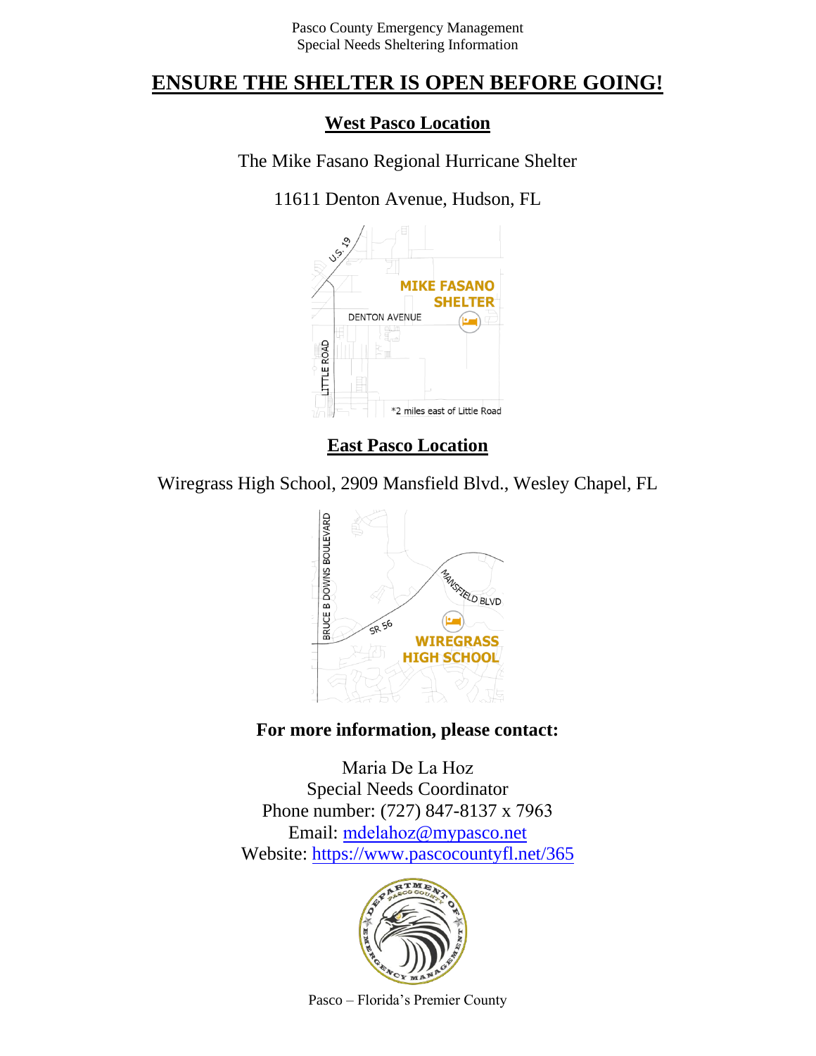Pasco County Emergency Management
Special Needs Sheltering Information

# ENSURE THE SHELTER IS OPEN BEFORE GOING!

## West Pasco Location

The Mike Fasano Regional Hurricane Shelter

11611 Denton Avenue, Hudson, FL

U.S. 19
MIKE FASANO SHELTER
DENTON AVENUE
LITTLE ROAD
*2 miles east of Little Road

## East Pasco Location

Wiregrass High School, 2909 Mansfield Blvd., Wesley Chapel, FL

BRUCE B DOWNS BOULEVARD
MANSFIELD BLVD
SR 56
WIREGRASS HIGH SCHOOL

**For more information, please contact:**

Maria De La Hoz
Special Needs Coordinator
Phone number: (727) 847-8137 x 7963
Email: mdelahoz@mypasco.net
Website: https://www.pascocountyfl.net/365

Pasco – Florida's Premier County